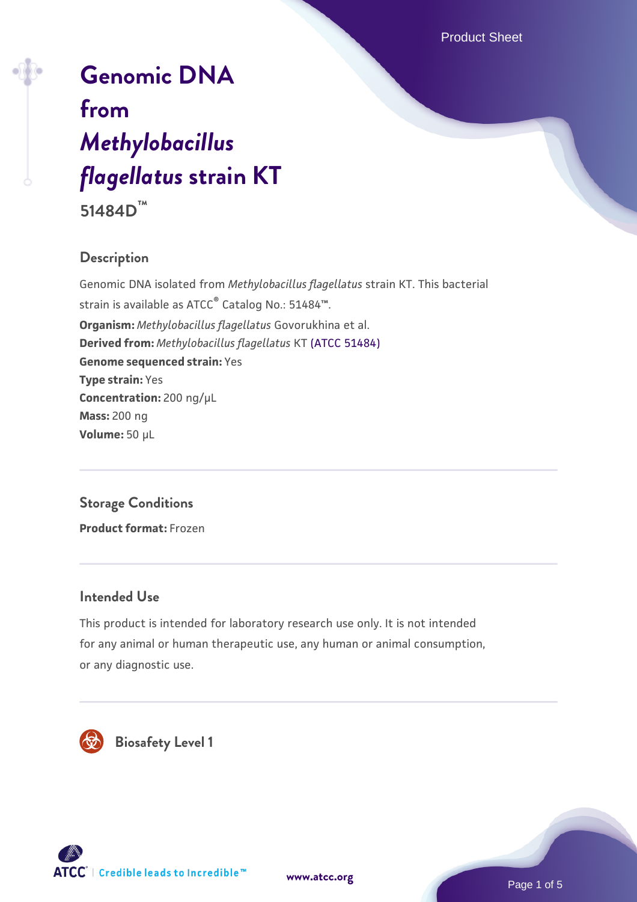# Genomic DNA from *Methylobacillus flagellatus* strain KT

**51484D™**

## Description

Genomic DNA isolated from *Methylobacillus flagellatus* strain KT. This bacterial strain is available as ATCC® Catalog No.: 51484™.

**Organism:** *Methylobacillus flagellatus* Govorukhina et al.
**Derived from:** *Methylobacillus flagellatus* KT (ATCC 51484)
**Genome sequenced strain:** Yes
**Type strain:** Yes
**Concentration:** 200 ng/µL
**Mass:** 200 ng
**Volume:** 50 µL

## Storage Conditions

**Product format:** Frozen

## Intended Use

This product is intended for laboratory research use only. It is not intended for any animal or human therapeutic use, any human or animal consumption, or any diagnostic use.

## Biosafety Level 1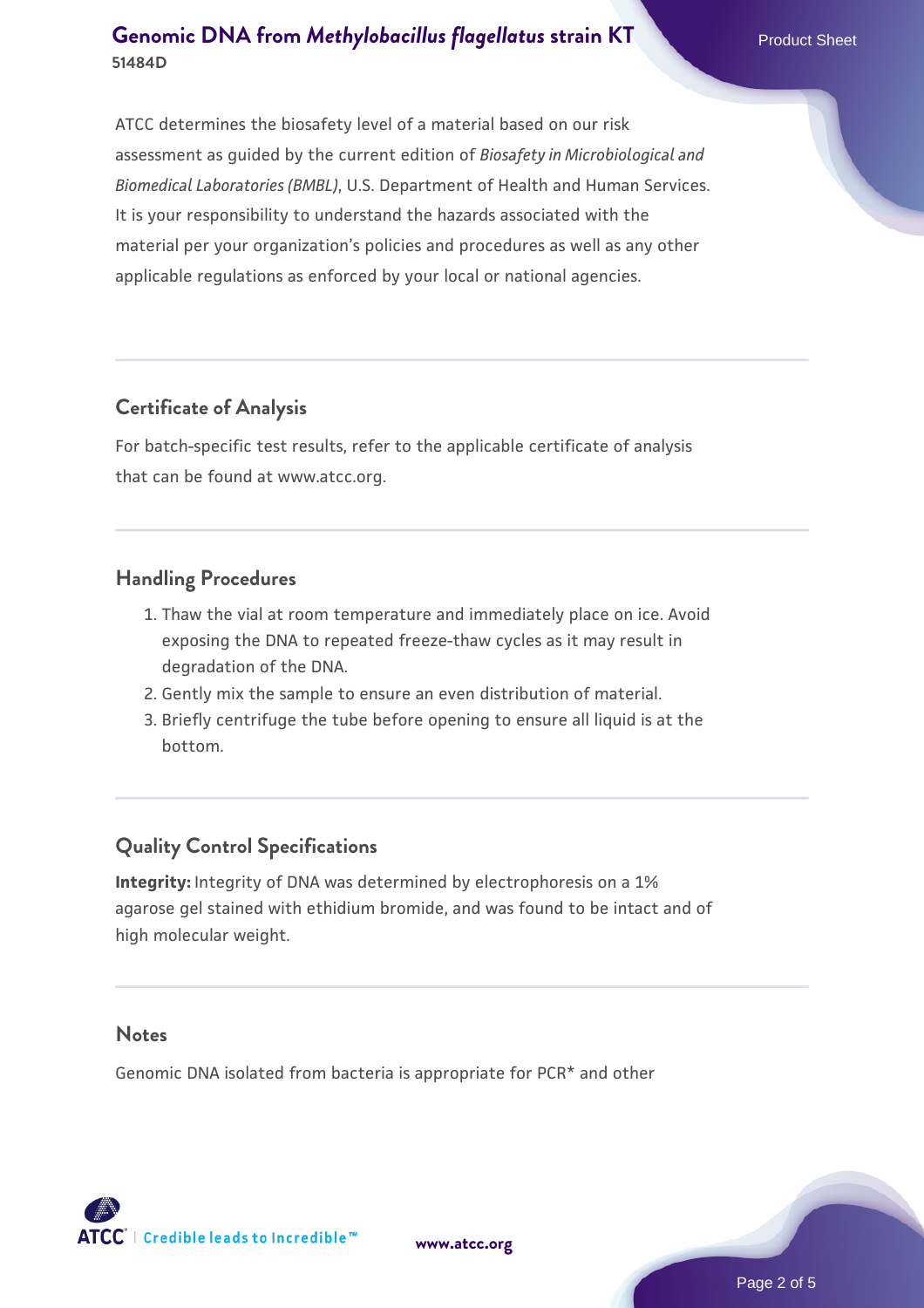ATCC determines the biosafety level of a material based on our risk assessment as guided by the current edition of *Biosafety in Microbiological and Biomedical Laboratories (BMBL)*, U.S. Department of Health and Human Services. It is your responsibility to understand the hazards associated with the material per your organization's policies and procedures as well as any other applicable regulations as enforced by your local or national agencies.

## Certificate of Analysis

For batch-specific test results, refer to the applicable certificate of analysis that can be found at www.atcc.org.

## Handling Procedures

1. Thaw the vial at room temperature and immediately place on ice. Avoid exposing the DNA to repeated freeze-thaw cycles as it may result in degradation of the DNA.
2. Gently mix the sample to ensure an even distribution of material.
3. Briefly centrifuge the tube before opening to ensure all liquid is at the bottom.

## Quality Control Specifications

**Integrity:** Integrity of DNA was determined by electrophoresis on a 1% agarose gel stained with ethidium bromide, and was found to be intact and of high molecular weight.

## Notes

Genomic DNA isolated from bacteria is appropriate for PCR* and other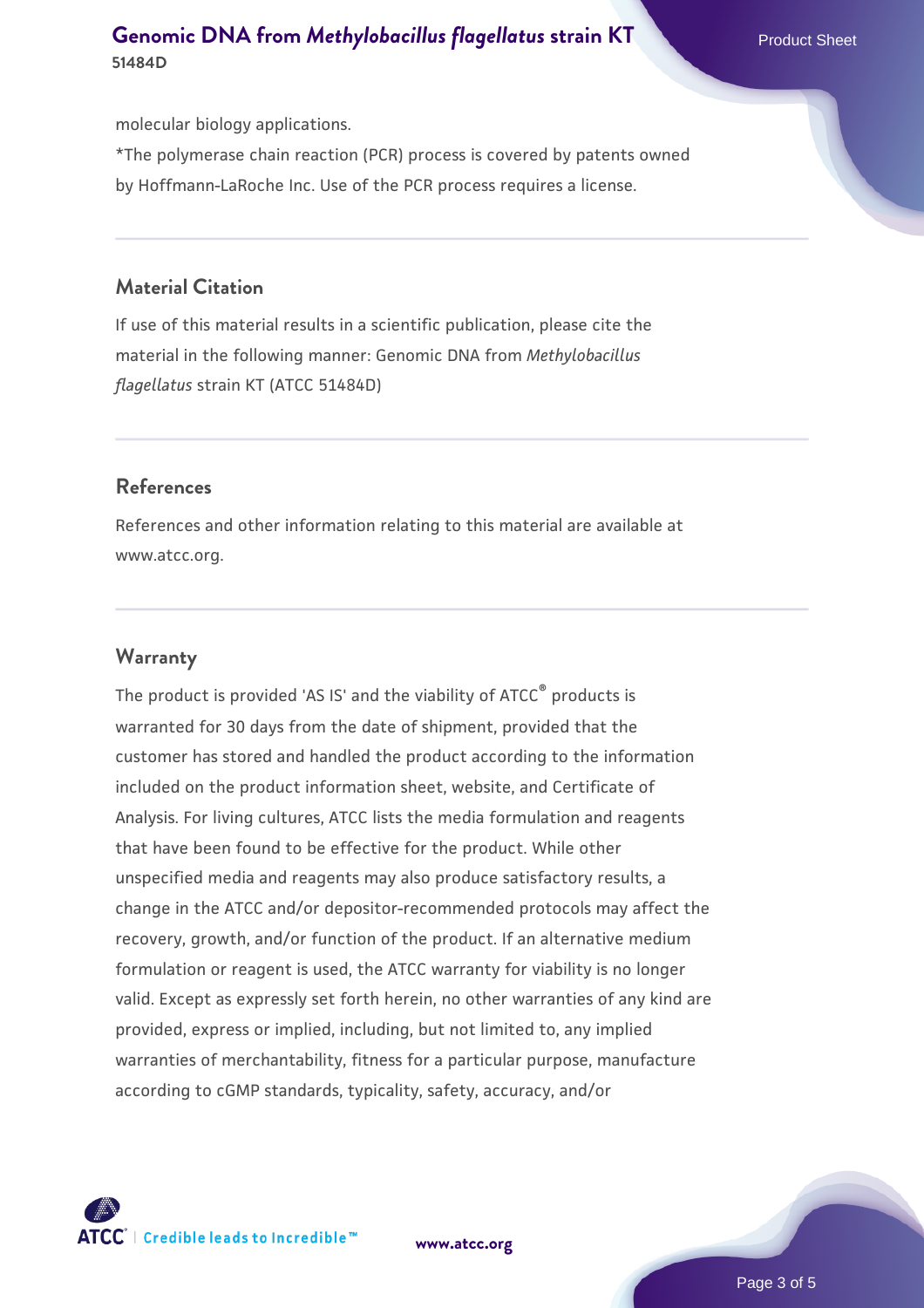molecular biology applications.

*The polymerase chain reaction (PCR) process is covered by patents owned by Hoffmann-LaRoche Inc. Use of the PCR process requires a license.

## Material Citation

If use of this material results in a scientific publication, please cite the material in the following manner: Genomic DNA from *Methylobacillus flagellatus* strain KT (ATCC 51484D)

## References

References and other information relating to this material are available at www.atcc.org.

## Warranty

The product is provided 'AS IS' and the viability of ATCC® products is warranted for 30 days from the date of shipment, provided that the customer has stored and handled the product according to the information included on the product information sheet, website, and Certificate of Analysis. For living cultures, ATCC lists the media formulation and reagents that have been found to be effective for the product. While other unspecified media and reagents may also produce satisfactory results, a change in the ATCC and/or depositor-recommended protocols may affect the recovery, growth, and/or function of the product. If an alternative medium formulation or reagent is used, the ATCC warranty for viability is no longer valid. Except as expressly set forth herein, no other warranties of any kind are provided, express or implied, including, but not limited to, any implied warranties of merchantability, fitness for a particular purpose, manufacture according to cGMP standards, typicality, safety, accuracy, and/or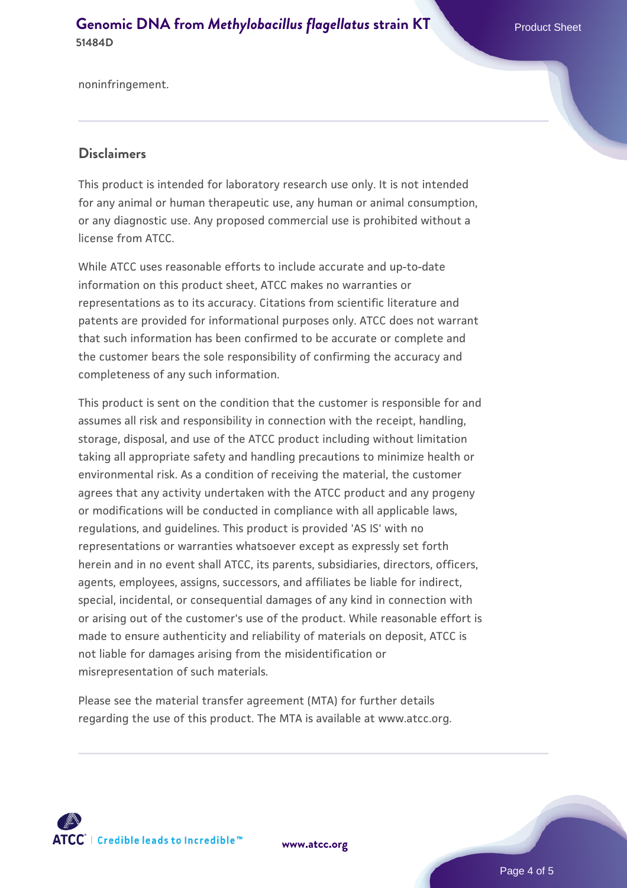noninfringement.

## Disclaimers

This product is intended for laboratory research use only. It is not intended for any animal or human therapeutic use, any human or animal consumption, or any diagnostic use. Any proposed commercial use is prohibited without a license from ATCC.

While ATCC uses reasonable efforts to include accurate and up-to-date information on this product sheet, ATCC makes no warranties or representations as to its accuracy. Citations from scientific literature and patents are provided for informational purposes only. ATCC does not warrant that such information has been confirmed to be accurate or complete and the customer bears the sole responsibility of confirming the accuracy and completeness of any such information.

This product is sent on the condition that the customer is responsible for and assumes all risk and responsibility in connection with the receipt, handling, storage, disposal, and use of the ATCC product including without limitation taking all appropriate safety and handling precautions to minimize health or environmental risk. As a condition of receiving the material, the customer agrees that any activity undertaken with the ATCC product and any progeny or modifications will be conducted in compliance with all applicable laws, regulations, and guidelines. This product is provided 'AS IS' with no representations or warranties whatsoever except as expressly set forth herein and in no event shall ATCC, its parents, subsidiaries, directors, officers, agents, employees, assigns, successors, and affiliates be liable for indirect, special, incidental, or consequential damages of any kind in connection with or arising out of the customer's use of the product. While reasonable effort is made to ensure authenticity and reliability of materials on deposit, ATCC is not liable for damages arising from the misidentification or misrepresentation of such materials.

Please see the material transfer agreement (MTA) for further details regarding the use of this product. The MTA is available at www.atcc.org.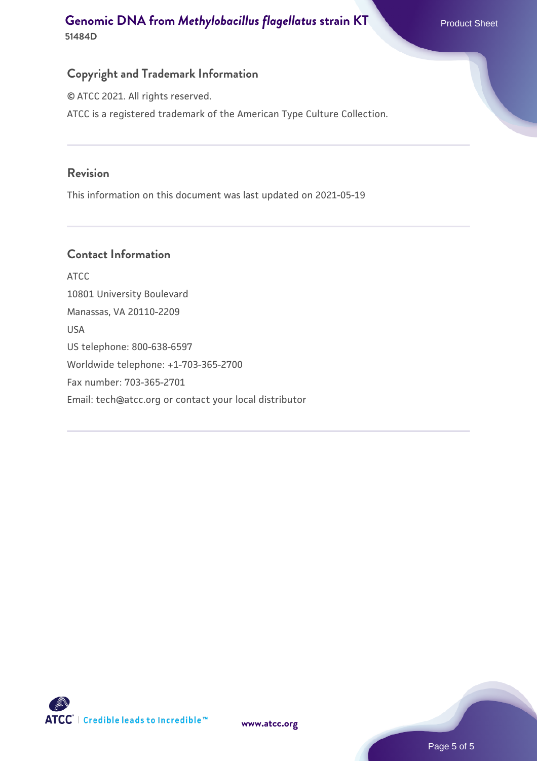## Copyright and Trademark Information

© ATCC 2021. All rights reserved.

ATCC is a registered trademark of the American Type Culture Collection.

## Revision

This information on this document was last updated on 2021-05-19

## Contact Information

ATCC
10801 University Boulevard
Manassas, VA 20110-2209
USA
US telephone: 800-638-6597
Worldwide telephone: +1-703-365-2700
Fax number: 703-365-2701
Email: tech@atcc.org or contact your local distributor